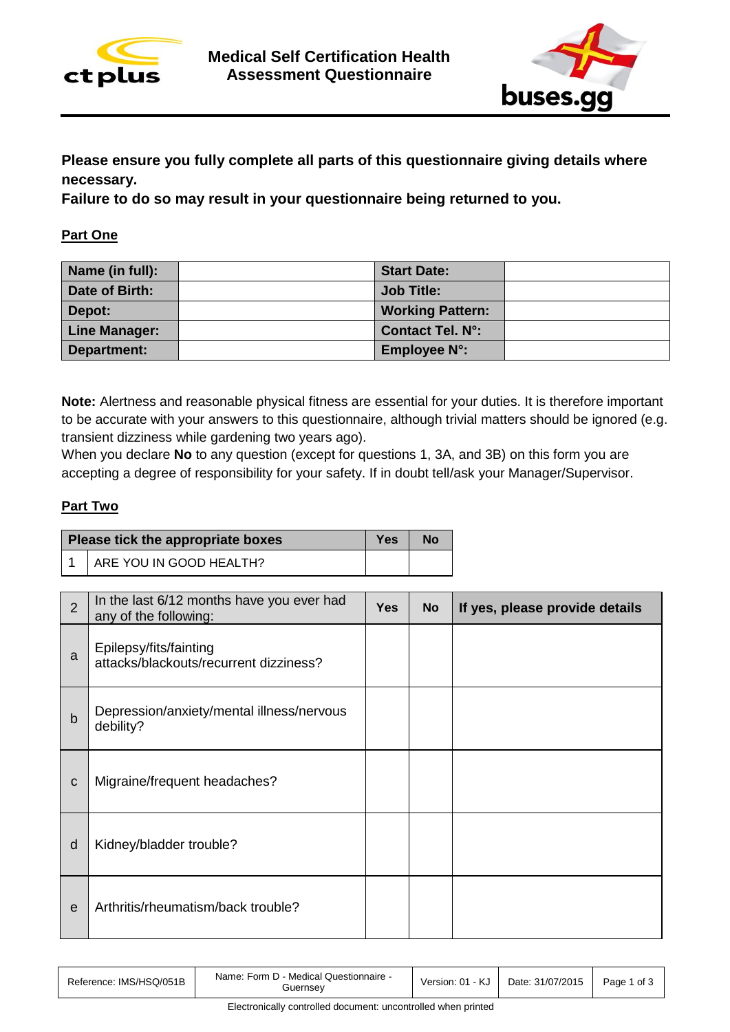# Medical Self Certification Health Assessment Questionnaire

**Please ensure you fully complete all parts of this questionnaire giving details where necessary.**
**Failure to do so may result in your questionnaire being returned to you.**

## Part One

| **Name (in full):** | | **Start Date:** | |
|---|---|---|---|
| **Date of Birth:** | | **Job Title:** | |
| **Depot:** | | **Working Pattern:** | |
| **Line Manager:** | | **Contact Tel. N°:** | |
| **Department:** | | **Employee N°:** | |

**Note:** Alertness and reasonable physical fitness are essential for your duties. It is therefore important to be accurate with your answers to this questionnaire, although trivial matters should be ignored (e.g. transient dizziness while gardening two years ago).
When you declare **No** to any question (except for questions 1, 3A, and 3B) on this form you are accepting a degree of responsibility for your safety. If in doubt tell/ask your Manager/Supervisor.

## Part Two

| **Please tick the appropriate boxes** | | **Yes** | **No** |
|---|---|---|---|
| 1 | ARE YOU IN GOOD HEALTH? | | |

| 2 | In the last 6/12 months have you ever had any of the following: | **Yes** | **No** | **If yes, please provide details** |
|---|---|---|---|---|
| a | Epilepsy/fits/fainting attacks/blackouts/recurrent dizziness? | | | |
| b | Depression/anxiety/mental illness/nervous debility? | | | |
| c | Migraine/frequent headaches? | | | |
| d | Kidney/bladder trouble? | | | |
| e | Arthritis/rheumatism/back trouble? | | | |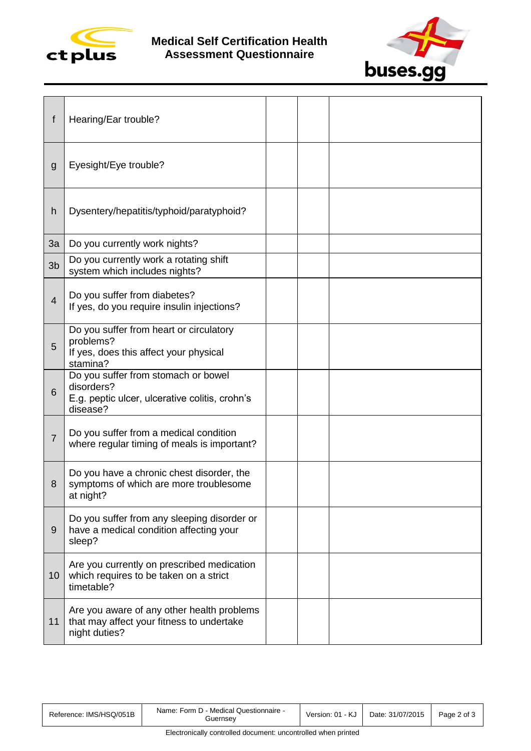# Medical Self Certification Health Assessment Questionnaire

| | | | | |
|---|---|---|---|---|
| f | Hearing/Ear trouble? | | | |
| g | Eyesight/Eye trouble? | | | |
| h | Dysentery/hepatitis/typhoid/paratyphoid? | | | |
| 3a | Do you currently work nights? | | | |
| 3b | Do you currently work a rotating shift system which includes nights? | | | |
| 4 | Do you suffer from diabetes? If yes, do you require insulin injections? | | | |
| 5 | Do you suffer from heart or circulatory problems? If yes, does this affect your physical stamina? | | | |
| 6 | Do you suffer from stomach or bowel disorders? E.g. peptic ulcer, ulcerative colitis, crohn's disease? | | | |
| 7 | Do you suffer from a medical condition where regular timing of meals is important? | | | |
| 8 | Do you have a chronic chest disorder, the symptoms of which are more troublesome at night? | | | |
| 9 | Do you suffer from any sleeping disorder or have a medical condition affecting your sleep? | | | |
| 10 | Are you currently on prescribed medication which requires to be taken on a strict timetable? | | | |
| 11 | Are you aware of any other health problems that may affect your fitness to undertake night duties? | | | |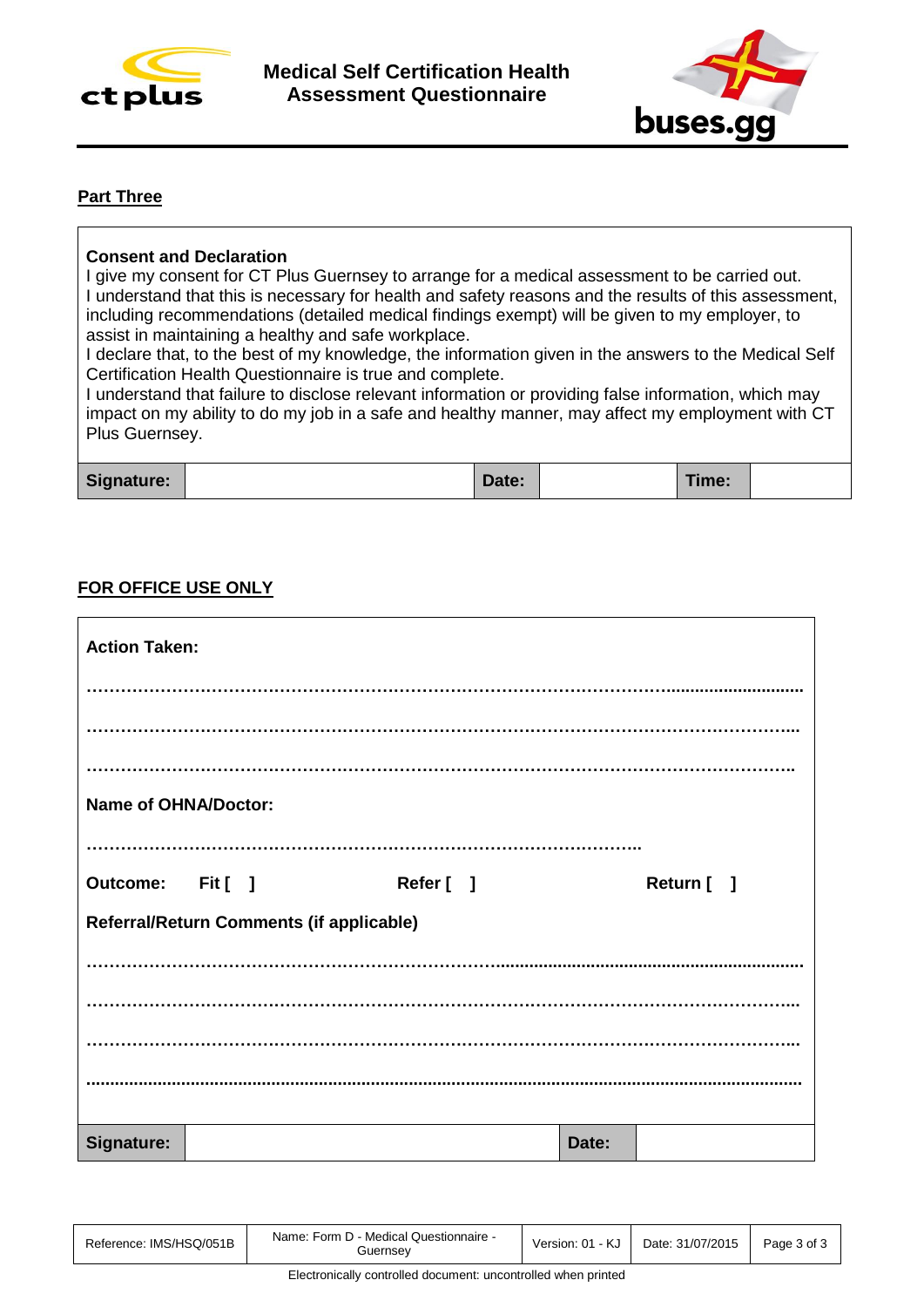## Part Three

**Consent and Declaration**

I give my consent for CT Plus Guernsey to arrange for a medical assessment to be carried out.

I understand that this is necessary for health and safety reasons and the results of this assessment, including recommendations (detailed medical findings exempt) will be given to my employer, to assist in maintaining a healthy and safe workplace.

I declare that, to the best of my knowledge, the information given in the answers to the Medical Self Certification Health Questionnaire is true and complete.

I understand that failure to disclose relevant information or providing false information, which may impact on my ability to do my job in a safe and healthy manner, may affect my employment with CT Plus Guernsey.

| | | | | | |
|---|---|---|---|---|---|
| **Signature:** | | **Date:** | | **Time:** | |

## FOR OFFICE USE ONLY

**Action Taken:**

……………………………………………………………………………………………………………

……………………………………………………………………………………………………………

……………………………………………………………………………………………………………

**Name of OHNA/Doctor:**

………………………………………………………………………………………

**Outcome:** **Fit [ ]** **Refer [ ]** **Return [ ]**

**Referral/Return Comments (if applicable)**

……………………………………………………………………………………………………………

……………………………………………………………………………………………………………

……………………………………………………………………………………………………………

……………………………………………………………………………………………………………

| | | | |
|---|---|---|---|
| **Signature:** | | **Date:** | |

| | | | | |
|---|---|---|---|---|
| Reference: IMS/HSQ/051B | Name: Form D - Medical Questionnaire - Guernsey | Version: 01 - KJ | Date: 31/07/2015 | Page 3 of 3 |

Electronically controlled document: uncontrolled when printed